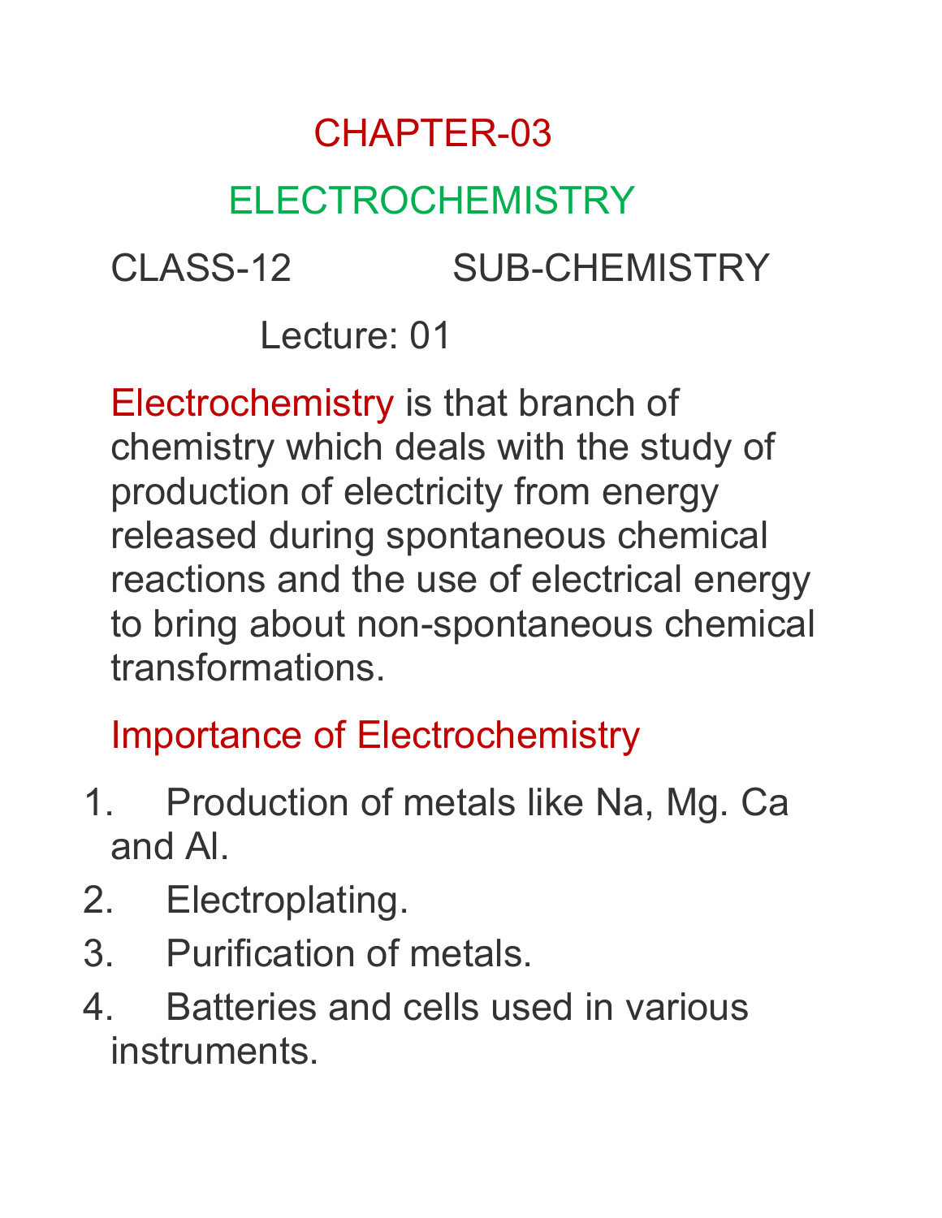# CHAPTER-03

## ELECTROCHEMISTRY

CLASS-12 SUB-CHEMISTRY

Lecture: 01

Electrochemistry is that branch of chemistry which deals with the study of production of electricity from energy released during spontaneous chemical reactions and the use of electrical energy to bring about non-spontaneous chemical transformations.

### Importance of Electrochemistry

1. Production of metals like Na, Mg. Ca and Al.
2. Electroplating.
3. Purification of metals.
4. Batteries and cells used in various instruments.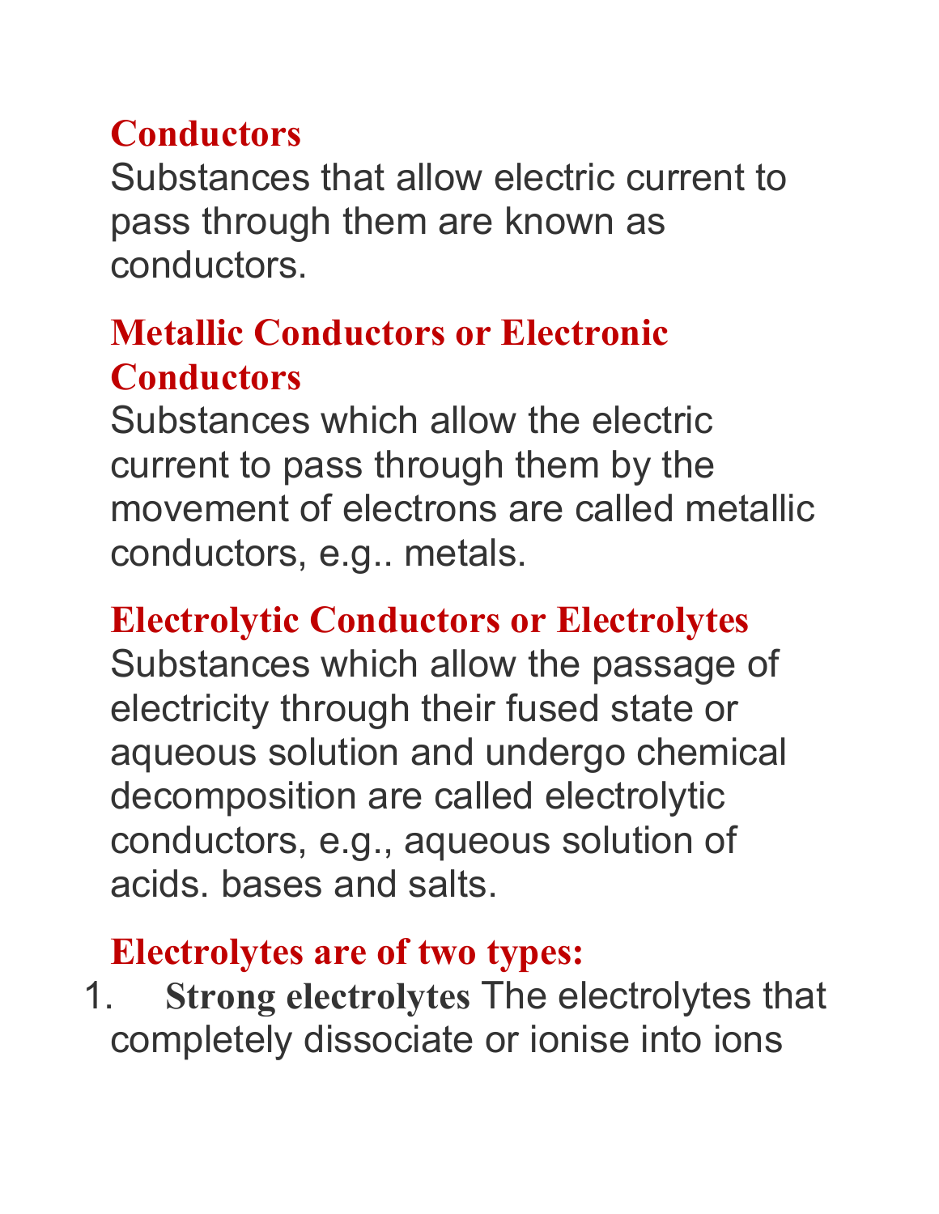## Conductors

Substances that allow electric current to pass through them are known as conductors.

## Metallic Conductors or Electronic Conductors

Substances which allow the electric current to pass through them by the movement of electrons are called metallic conductors, e.g.. metals.

## Electrolytic Conductors or Electrolytes

Substances which allow the passage of electricity through their fused state or aqueous solution and undergo chemical decomposition are called electrolytic conductors, e.g., aqueous solution of acids. bases and salts.

## Electrolytes are of two types:

1. **Strong electrolytes** The electrolytes that completely dissociate or ionise into ions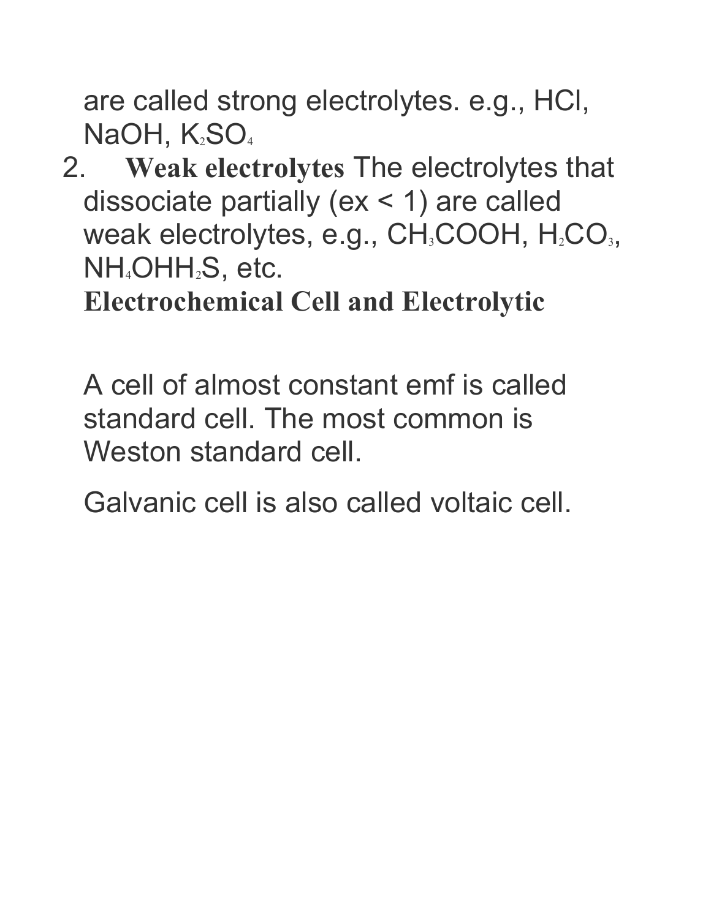are called strong electrolytes. e.g., HCl, NaOH, $K_2SO_4$

2. **Weak electrolytes** The electrolytes that dissociate partially (ex < 1) are called weak electrolytes, e.g., $CH_3COOH$, $H_2CO_3$, $NH_4OHH_2S$, etc.

**Electrochemical Cell and Electrolytic**

A cell of almost constant emf is called standard cell. The most common is Weston standard cell.

Galvanic cell is also called voltaic cell.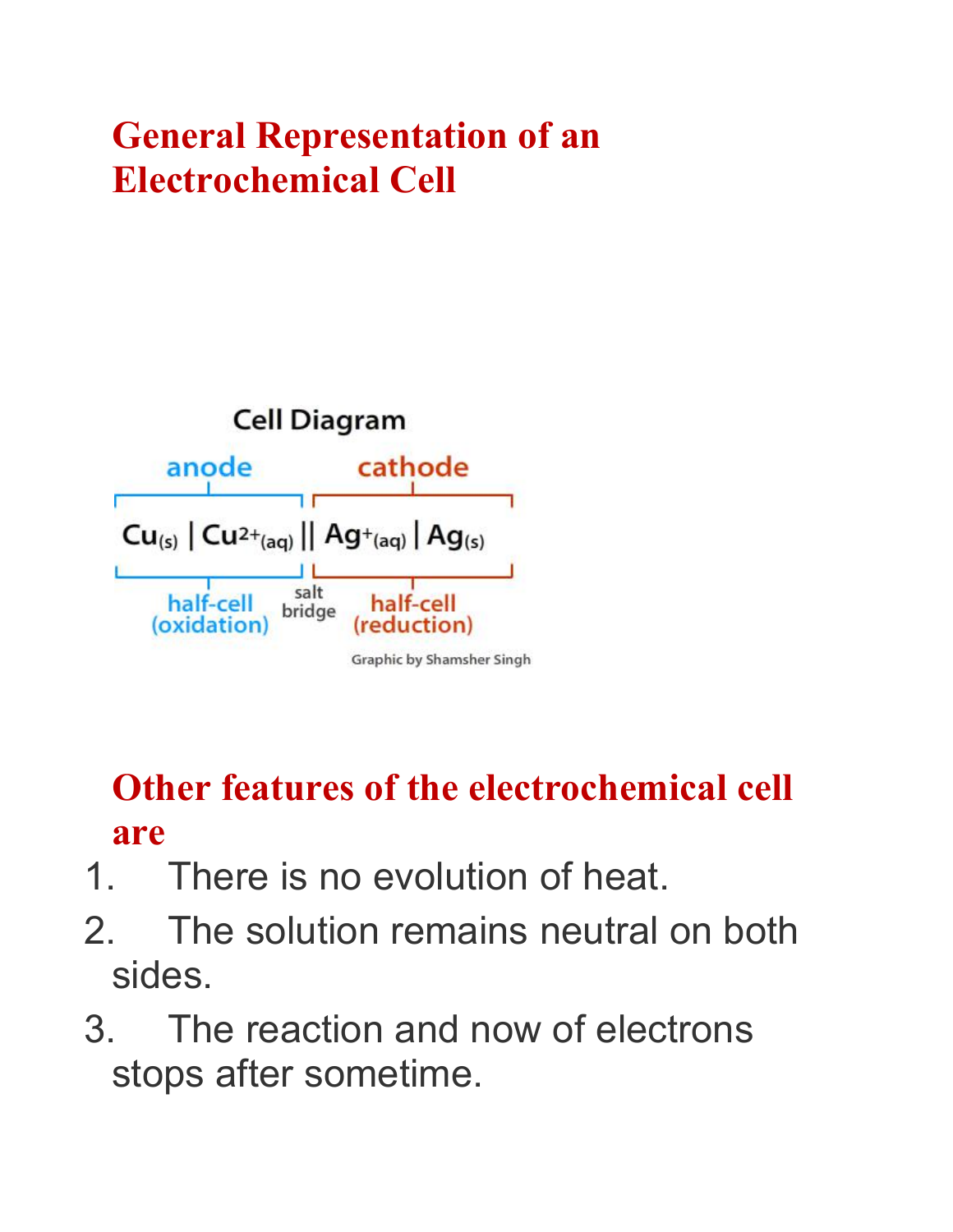## General Representation of an Electrochemical Cell

Cell Diagram

anode | | cathode
--- | --- | ---
$Cu_{(s)} \mid Cu^{2+}_{(aq)}$ | $\|$ | $Ag^{+}_{(aq)} \mid Ag_{(s)}$
half-cell (oxidation) | salt bridge | half-cell (reduction)

Graphic by Shamsher Singh

## Other features of the electrochemical cell are

1. There is no evolution of heat.
2. The solution remains neutral on both sides.
3. The reaction and now of electrons stops after sometime.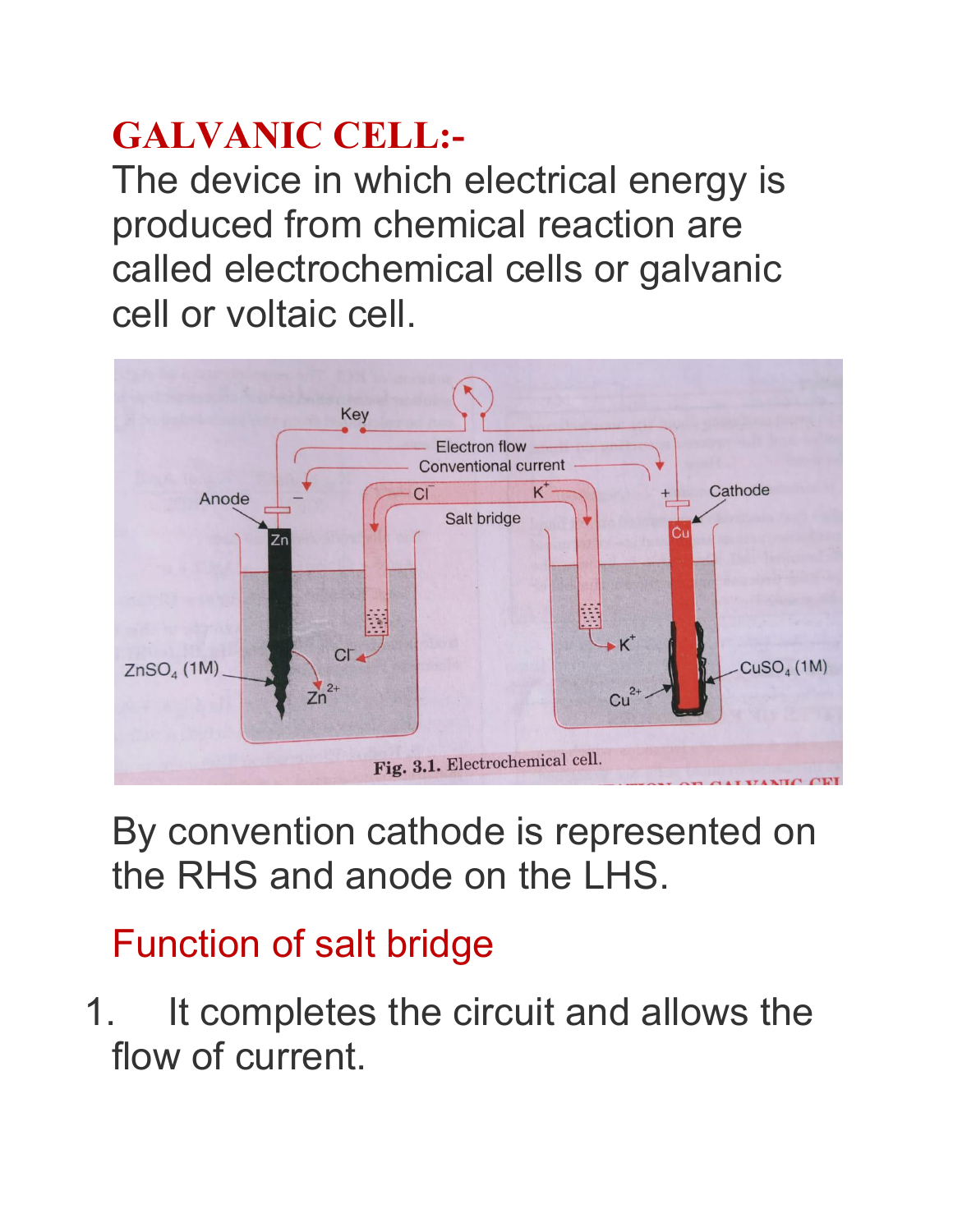## GALVANIC CELL:-

The device in which electrical energy is produced from chemical reaction are called electrochemical cells or galvanic cell or voltaic cell.

Fig. 3.1. Electrochemical cell.

By convention cathode is represented on the RHS and anode on the LHS.

### Function of salt bridge

1. It completes the circuit and allows the flow of current.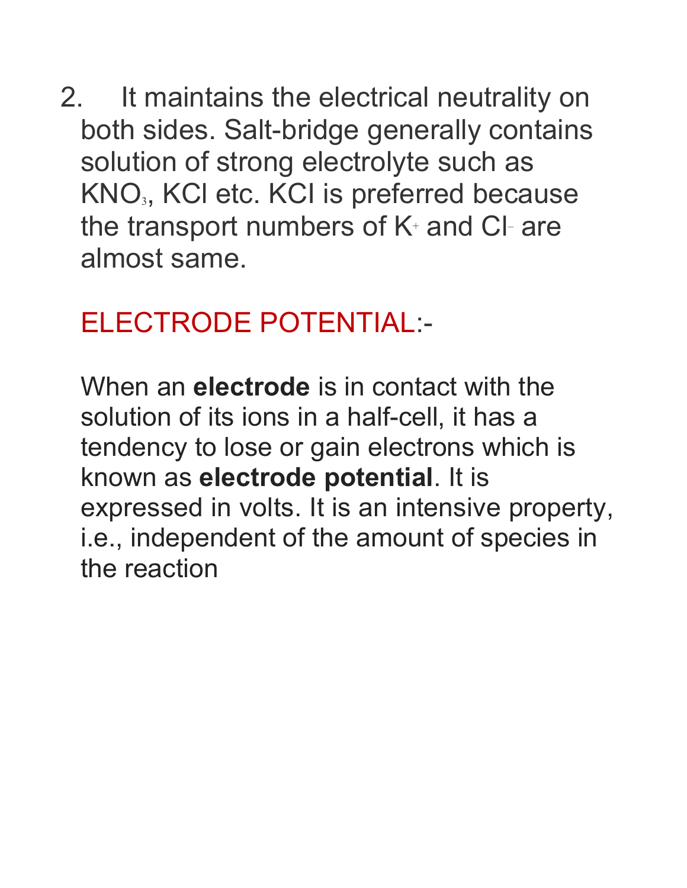2. It maintains the electrical neutrality on both sides. Salt-bridge generally contains solution of strong electrolyte such as $KNO_3$, KCl etc. KCl is preferred because the transport numbers of $K^+$ and $Cl^-$ are almost same.

## ELECTRODE POTENTIAL:-

When an **electrode** is in contact with the solution of its ions in a half-cell, it has a tendency to lose or gain electrons which is known as **electrode potential**. It is expressed in volts. It is an intensive property, i.e., independent of the amount of species in the reaction